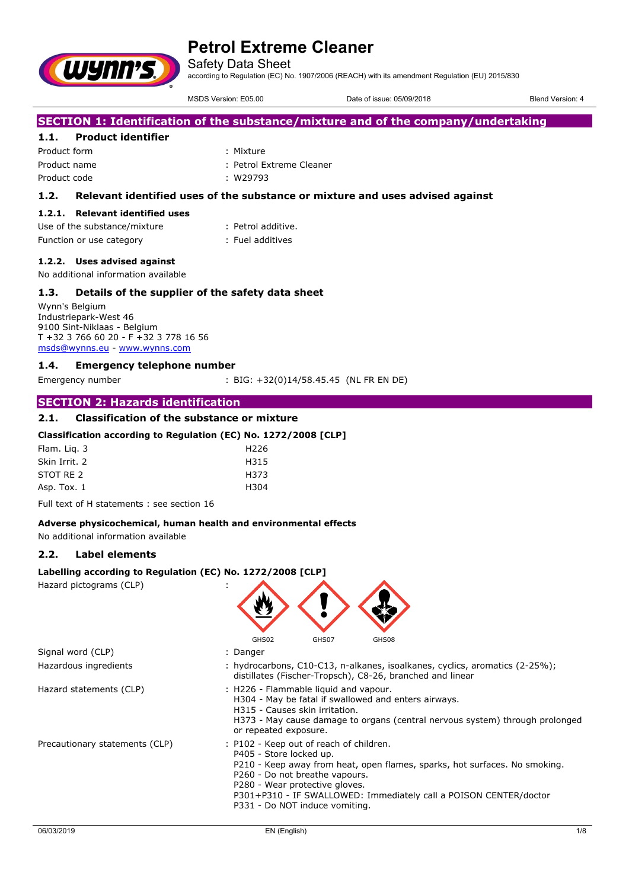# Petrol Extreme Cleaner

Safety Data Sheet

according to Regulation (EC) No. 1907/2006 (REACH) with its amendment Regulation (EU) 2015/830

MSDS Version: E05.00 | Date of issue: 05/09/2018 | Blend Version: 4

## SECTION 1: Identification of the substance/mixture and of the company/undertaking

### 1.1. Product identifier

Product form : Mixture

Product name : Petrol Extreme Cleaner

Product code : W29793

### 1.2. Relevant identified uses of the substance or mixture and uses advised against

#### 1.2.1. Relevant identified uses

Use of the substance/mixture : Petrol additive.

Function or use category : Fuel additives

#### 1.2.2. Uses advised against

No additional information available

### 1.3. Details of the supplier of the safety data sheet

Wynn's Belgium
Industriepark-West 46
9100 Sint-Niklaas - Belgium
T +32 3 766 60 20 - F +32 3 778 16 56
msds@wynns.eu - www.wynns.com

### 1.4. Emergency telephone number

Emergency number : BIG: +32(0)14/58.45.45 (NL FR EN DE)

## SECTION 2: Hazards identification

### 2.1. Classification of the substance or mixture

**Classification according to Regulation (EC) No. 1272/2008 [CLP]**

| | |
|---|---|
| Flam. Liq. 3 | H226 |
| Skin Irrit. 2 | H315 |
| STOT RE 2 | H373 |
| Asp. Tox. 1 | H304 |

Full text of H statements : see section 16

**Adverse physicochemical, human health and environmental effects**

No additional information available

### 2.2. Label elements

**Labelling according to Regulation (EC) No. 1272/2008 [CLP]**

Hazard pictograms (CLP) : GHS02, GHS07, GHS08

Signal word (CLP) : Danger

Hazardous ingredients : hydrocarbons, C10-C13, n-alkanes, isoalkanes, cyclics, aromatics (2-25%); distillates (Fischer-Tropsch), C8-26, branched and linear

Hazard statements (CLP) :
H226 - Flammable liquid and vapour.
H304 - May be fatal if swallowed and enters airways.
H315 - Causes skin irritation.
H373 - May cause damage to organs (central nervous system) through prolonged or repeated exposure.

Precautionary statements (CLP) :
P102 - Keep out of reach of children.
P405 - Store locked up.
P210 - Keep away from heat, open flames, sparks, hot surfaces. No smoking.
P260 - Do not breathe vapours.
P280 - Wear protective gloves.
P301+P310 - IF SWALLOWED: Immediately call a POISON CENTER/doctor
P331 - Do NOT induce vomiting.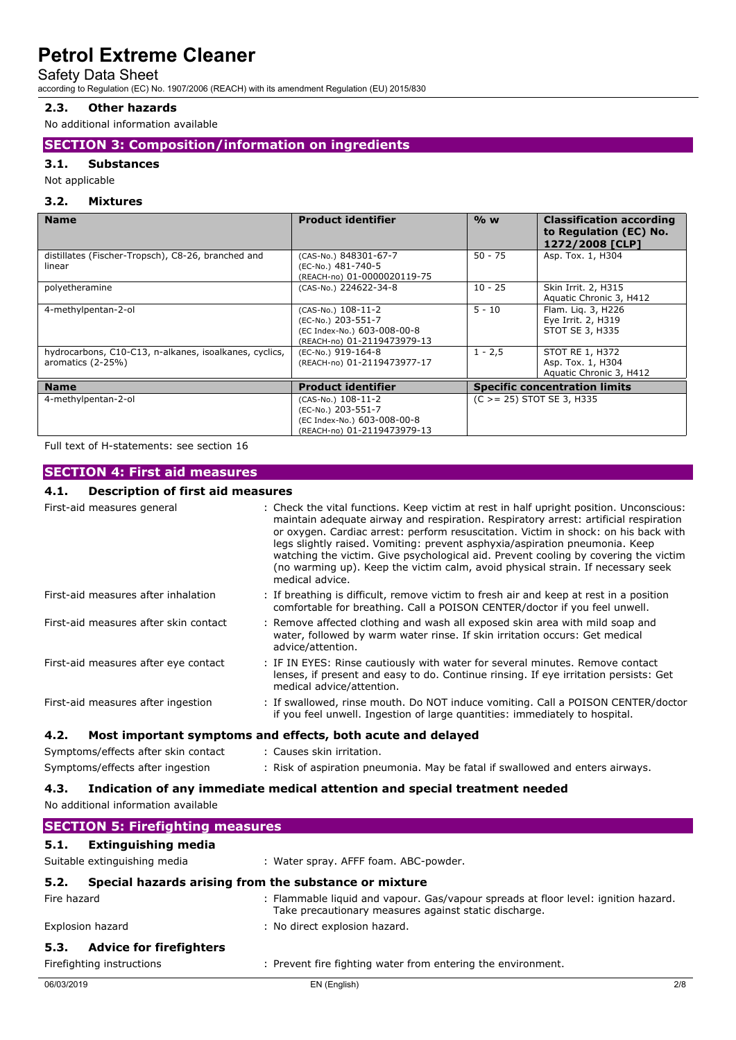## 2.3. Other hazards

No additional information available

## SECTION 3: Composition/information on ingredients

### 3.1. Substances

Not applicable

### 3.2. Mixtures

| Name | Product identifier | % w | Classification according to Regulation (EC) No. 1272/2008 [CLP] |
|---|---|---|---|
| distillates (Fischer-Tropsch), C8-26, branched and linear | (CAS-No.) 848301-67-7<br>(EC-No.) 481-740-5<br>(REACH-no) 01-0000020119-75 | 50 - 75 | Asp. Tox. 1, H304 |
| polyetheramine | (CAS-No.) 224622-34-8 | 10 - 25 | Skin Irrit. 2, H315<br>Aquatic Chronic 3, H412 |
| 4-methylpentan-2-ol | (CAS-No.) 108-11-2<br>(EC-No.) 203-551-7<br>(EC Index-No.) 603-008-00-8<br>(REACH-no) 01-2119473979-13 | 5 - 10 | Flam. Liq. 3, H226<br>Eye Irrit. 2, H319<br>STOT SE 3, H335 |
| hydrocarbons, C10-C13, n-alkanes, isoalkanes, cyclics, aromatics (2-25%) | (EC-No.) 919-164-8<br>(REACH-no) 01-2119473977-17 | 1 - 2,5 | STOT RE 1, H372<br>Asp. Tox. 1, H304<br>Aquatic Chronic 3, H412 |

| Name | Product identifier | Specific concentration limits |
|---|---|---|
| 4-methylpentan-2-ol | (CAS-No.) 108-11-2<br>(EC-No.) 203-551-7<br>(EC Index-No.) 603-008-00-8<br>(REACH-no) 01-2119473979-13 | (C >= 25) STOT SE 3, H335 |

Full text of H-statements: see section 16

## SECTION 4: First aid measures

### 4.1. Description of first aid measures

First-aid measures general : Check the vital functions. Keep victim at rest in half upright position. Unconscious: maintain adequate airway and respiration. Respiratory arrest: artificial respiration or oxygen. Cardiac arrest: perform resuscitation. Victim in shock: on his back with legs slightly raised. Vomiting: prevent asphyxia/aspiration pneumonia. Keep watching the victim. Give psychological aid. Prevent cooling by covering the victim (no warming up). Keep the victim calm, avoid physical strain. If necessary seek medical advice.

First-aid measures after inhalation : If breathing is difficult, remove victim to fresh air and keep at rest in a position comfortable for breathing. Call a POISON CENTER/doctor if you feel unwell.

First-aid measures after skin contact : Remove affected clothing and wash all exposed skin area with mild soap and water, followed by warm water rinse. If skin irritation occurs: Get medical advice/attention.

First-aid measures after eye contact : IF IN EYES: Rinse cautiously with water for several minutes. Remove contact lenses, if present and easy to do. Continue rinsing. If eye irritation persists: Get medical advice/attention.

First-aid measures after ingestion : If swallowed, rinse mouth. Do NOT induce vomiting. Call a POISON CENTER/doctor if you feel unwell. Ingestion of large quantities: immediately to hospital.

### 4.2. Most important symptoms and effects, both acute and delayed

Symptoms/effects after skin contact : Causes skin irritation.

Symptoms/effects after ingestion : Risk of aspiration pneumonia. May be fatal if swallowed and enters airways.

### 4.3. Indication of any immediate medical attention and special treatment needed

No additional information available

## SECTION 5: Firefighting measures

### 5.1. Extinguishing media

Suitable extinguishing media : Water spray. AFFF foam. ABC-powder.

### 5.2. Special hazards arising from the substance or mixture

Fire hazard : Flammable liquid and vapour. Gas/vapour spreads at floor level: ignition hazard. Take precautionary measures against static discharge.

Explosion hazard : No direct explosion hazard.

### 5.3. Advice for firefighters

Firefighting instructions : Prevent fire fighting water from entering the environment.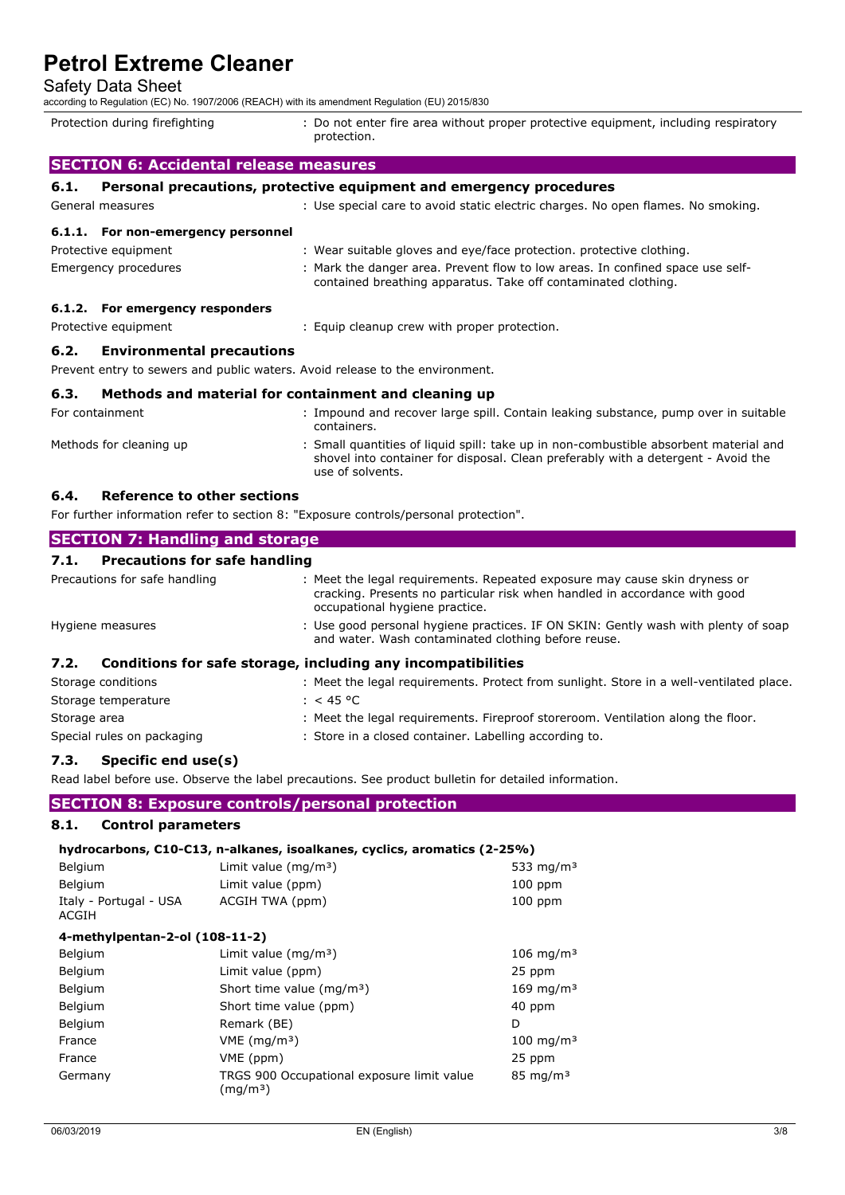| | |
|---|---|
| Protection during firefighting | : Do not enter fire area without proper protective equipment, including respiratory protection. |

## SECTION 6: Accidental release measures

### 6.1. Personal precautions, protective equipment and emergency procedures

| | |
|---|---|
| General measures | : Use special care to avoid static electric charges. No open flames. No smoking. |

#### 6.1.1. For non-emergency personnel

| | |
|---|---|
| Protective equipment | : Wear suitable gloves and eye/face protection. protective clothing. |
| Emergency procedures | : Mark the danger area. Prevent flow to low areas. In confined space use self-contained breathing apparatus. Take off contaminated clothing. |

#### 6.1.2. For emergency responders

| | |
|---|---|
| Protective equipment | : Equip cleanup crew with proper protection. |

### 6.2. Environmental precautions

Prevent entry to sewers and public waters. Avoid release to the environment.

### 6.3. Methods and material for containment and cleaning up

| | |
|---|---|
| For containment | : Impound and recover large spill. Contain leaking substance, pump over in suitable containers. |
| Methods for cleaning up | : Small quantities of liquid spill: take up in non-combustible absorbent material and shovel into container for disposal. Clean preferably with a detergent - Avoid the use of solvents. |

### 6.4. Reference to other sections

For further information refer to section 8: "Exposure controls/personal protection".

## SECTION 7: Handling and storage

### 7.1. Precautions for safe handling

| | |
|---|---|
| Precautions for safe handling | : Meet the legal requirements. Repeated exposure may cause skin dryness or cracking. Presents no particular risk when handled in accordance with good occupational hygiene practice. |
| Hygiene measures | : Use good personal hygiene practices. IF ON SKIN: Gently wash with plenty of soap and water. Wash contaminated clothing before reuse. |

### 7.2. Conditions for safe storage, including any incompatibilities

| | |
|---|---|
| Storage conditions | : Meet the legal requirements. Protect from sunlight. Store in a well-ventilated place. |
| Storage temperature | : < 45 °C |
| Storage area | : Meet the legal requirements. Fireproof storeroom. Ventilation along the floor. |
| Special rules on packaging | : Store in a closed container. Labelling according to. |

### 7.3. Specific end use(s)

Read label before use. Observe the label precautions. See product bulletin for detailed information.

## SECTION 8: Exposure controls/personal protection

### 8.1. Control parameters

**hydrocarbons, C10-C13, n-alkanes, isoalkanes, cyclics, aromatics (2-25%)**

| | | |
|---|---|---|
| Belgium | Limit value (mg/m³) | 533 mg/m³ |
| Belgium | Limit value (ppm) | 100 ppm |
| Italy - Portugal - USA ACGIH | ACGIH TWA (ppm) | 100 ppm |

**4-methylpentan-2-ol (108-11-2)**

| | | |
|---|---|---|
| Belgium | Limit value (mg/m³) | 106 mg/m³ |
| Belgium | Limit value (ppm) | 25 ppm |
| Belgium | Short time value (mg/m³) | 169 mg/m³ |
| Belgium | Short time value (ppm) | 40 ppm |
| Belgium | Remark (BE) | D |
| France | VME (mg/m³) | 100 mg/m³ |
| France | VME (ppm) | 25 ppm |
| Germany | TRGS 900 Occupational exposure limit value (mg/m³) | 85 mg/m³ |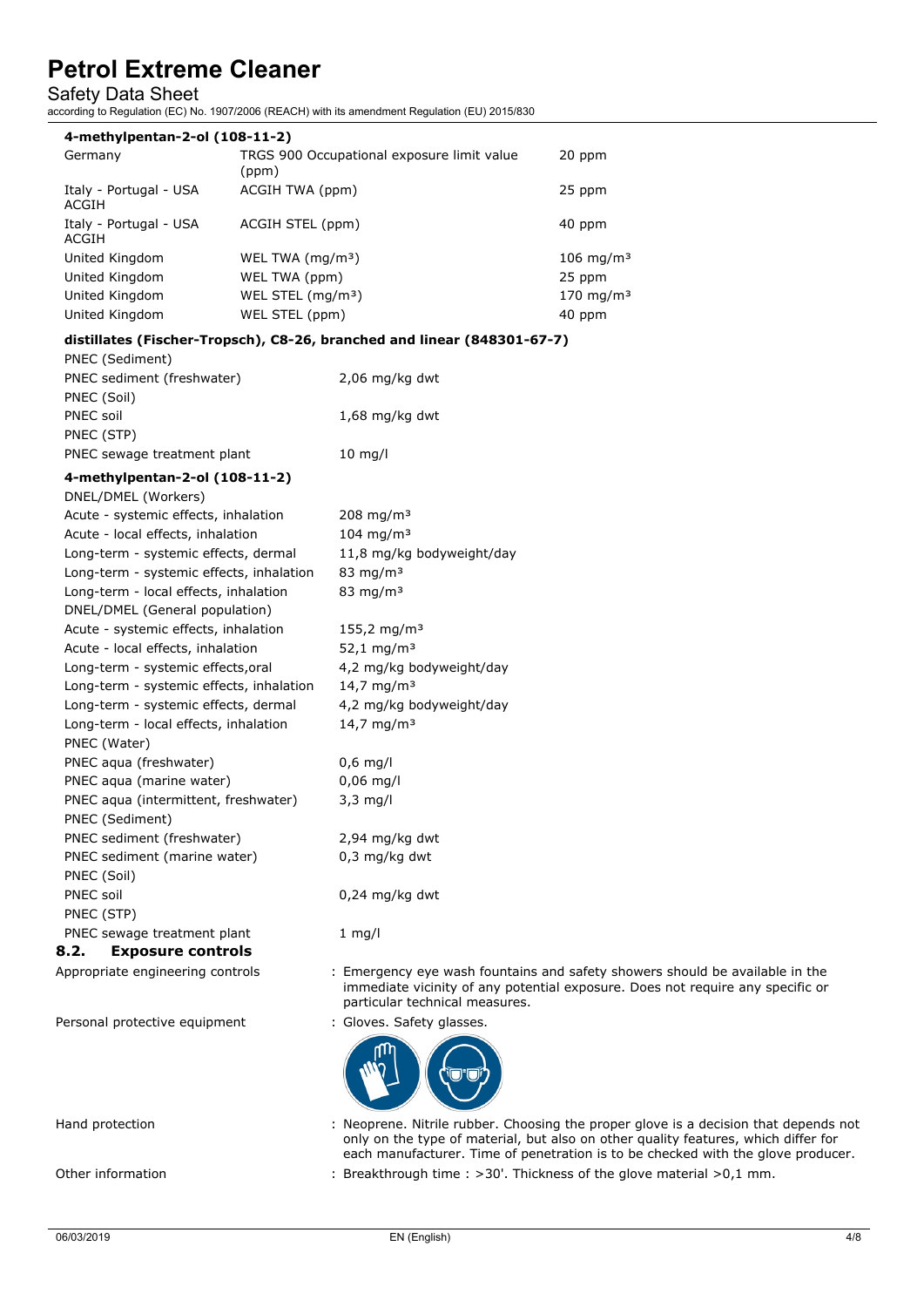| 4-methylpentan-2-ol (108-11-2) | | |
|---|---|---|
| Germany | TRGS 900 Occupational exposure limit value (ppm) | 20 ppm |
| Italy - Portugal - USA ACGIH | ACGIH TWA (ppm) | 25 ppm |
| Italy - Portugal - USA ACGIH | ACGIH STEL (ppm) | 40 ppm |
| United Kingdom | WEL TWA (mg/m³) | 106 mg/m³ |
| United Kingdom | WEL TWA (ppm) | 25 ppm |
| United Kingdom | WEL STEL (mg/m³) | 170 mg/m³ |
| United Kingdom | WEL STEL (ppm) | 40 ppm |

| distillates (Fischer-Tropsch), C8-26, branched and linear (848301-67-7) | |
|---|---|
| PNEC (Sediment) | |
| PNEC sediment (freshwater) | 2,06 mg/kg dwt |
| PNEC (Soil) | |
| PNEC soil | 1,68 mg/kg dwt |
| PNEC (STP) | |
| PNEC sewage treatment plant | 10 mg/l |

| 4-methylpentan-2-ol (108-11-2) | |
|---|---|
| DNEL/DMEL (Workers) | |
| Acute - systemic effects, inhalation | 208 mg/m³ |
| Acute - local effects, inhalation | 104 mg/m³ |
| Long-term - systemic effects, dermal | 11,8 mg/kg bodyweight/day |
| Long-term - systemic effects, inhalation | 83 mg/m³ |
| Long-term - local effects, inhalation | 83 mg/m³ |
| DNEL/DMEL (General population) | |
| Acute - systemic effects, inhalation | 155,2 mg/m³ |
| Acute - local effects, inhalation | 52,1 mg/m³ |
| Long-term - systemic effects,oral | 4,2 mg/kg bodyweight/day |
| Long-term - systemic effects, inhalation | 14,7 mg/m³ |
| Long-term - systemic effects, dermal | 4,2 mg/kg bodyweight/day |
| Long-term - local effects, inhalation | 14,7 mg/m³ |
| PNEC (Water) | |
| PNEC aqua (freshwater) | 0,6 mg/l |
| PNEC aqua (marine water) | 0,06 mg/l |
| PNEC aqua (intermittent, freshwater) | 3,3 mg/l |
| PNEC (Sediment) | |
| PNEC sediment (freshwater) | 2,94 mg/kg dwt |
| PNEC sediment (marine water) | 0,3 mg/kg dwt |
| PNEC (Soil) | |
| PNEC soil | 0,24 mg/kg dwt |
| PNEC (STP) | |
| PNEC sewage treatment plant | 1 mg/l |

## 8.2. Exposure controls

Appropriate engineering controls : Emergency eye wash fountains and safety showers should be available in the immediate vicinity of any potential exposure. Does not require any specific or particular technical measures.

Personal protective equipment : Gloves. Safety glasses.

Hand protection : Neoprene. Nitrile rubber. Choosing the proper glove is a decision that depends not only on the type of material, but also on other quality features, which differ for each manufacturer. Time of penetration is to be checked with the glove producer.

Other information : Breakthrough time : >30'. Thickness of the glove material >0,1 mm.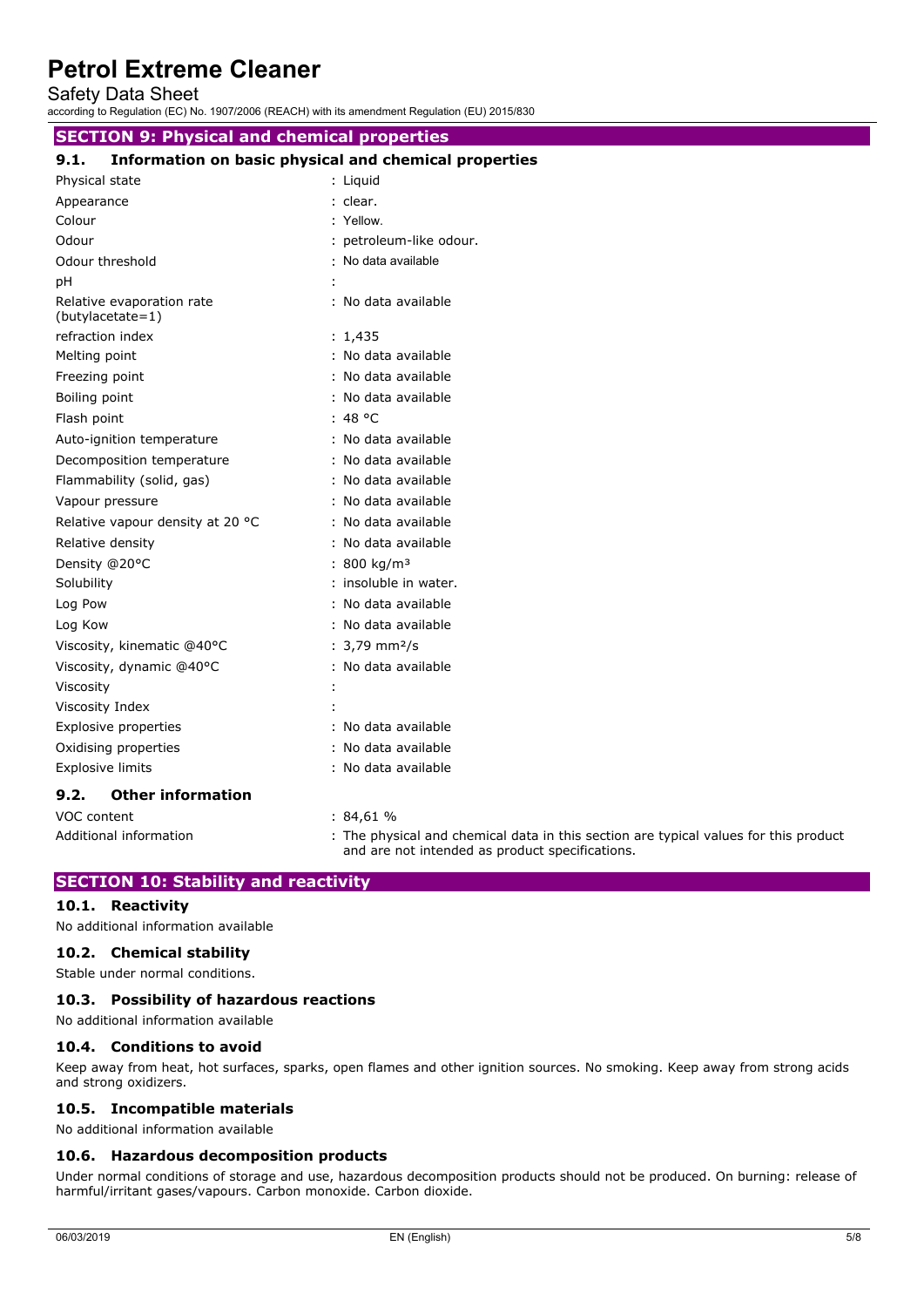## SECTION 9: Physical and chemical properties

### 9.1. Information on basic physical and chemical properties

| Property | Value |
|---|---|
| Physical state | : Liquid |
| Appearance | : clear. |
| Colour | : Yellow. |
| Odour | : petroleum-like odour. |
| Odour threshold | : No data available |
| pH | : |
| Relative evaporation rate (butylacetate=1) | : No data available |
| refraction index | : 1,435 |
| Melting point | : No data available |
| Freezing point | : No data available |
| Boiling point | : No data available |
| Flash point | : 48 °C |
| Auto-ignition temperature | : No data available |
| Decomposition temperature | : No data available |
| Flammability (solid, gas) | : No data available |
| Vapour pressure | : No data available |
| Relative vapour density at 20 °C | : No data available |
| Relative density | : No data available |
| Density @20°C | : 800 kg/m³ |
| Solubility | : insoluble in water. |
| Log Pow | : No data available |
| Log Kow | : No data available |
| Viscosity, kinematic @40°C | : 3,79 mm²/s |
| Viscosity, dynamic @40°C | : No data available |
| Viscosity | : |
| Viscosity Index | : |
| Explosive properties | : No data available |
| Oxidising properties | : No data available |
| Explosive limits | : No data available |

### 9.2. Other information

| Property | Value |
|---|---|
| VOC content | : 84,61 % |
| Additional information | : The physical and chemical data in this section are typical values for this product and are not intended as product specifications. |

## SECTION 10: Stability and reactivity

### 10.1. Reactivity

No additional information available

### 10.2. Chemical stability

Stable under normal conditions.

### 10.3. Possibility of hazardous reactions

No additional information available

### 10.4. Conditions to avoid

Keep away from heat, hot surfaces, sparks, open flames and other ignition sources. No smoking. Keep away from strong acids and strong oxidizers.

### 10.5. Incompatible materials

No additional information available

### 10.6. Hazardous decomposition products

Under normal conditions of storage and use, hazardous decomposition products should not be produced. On burning: release of harmful/irritant gases/vapours. Carbon monoxide. Carbon dioxide.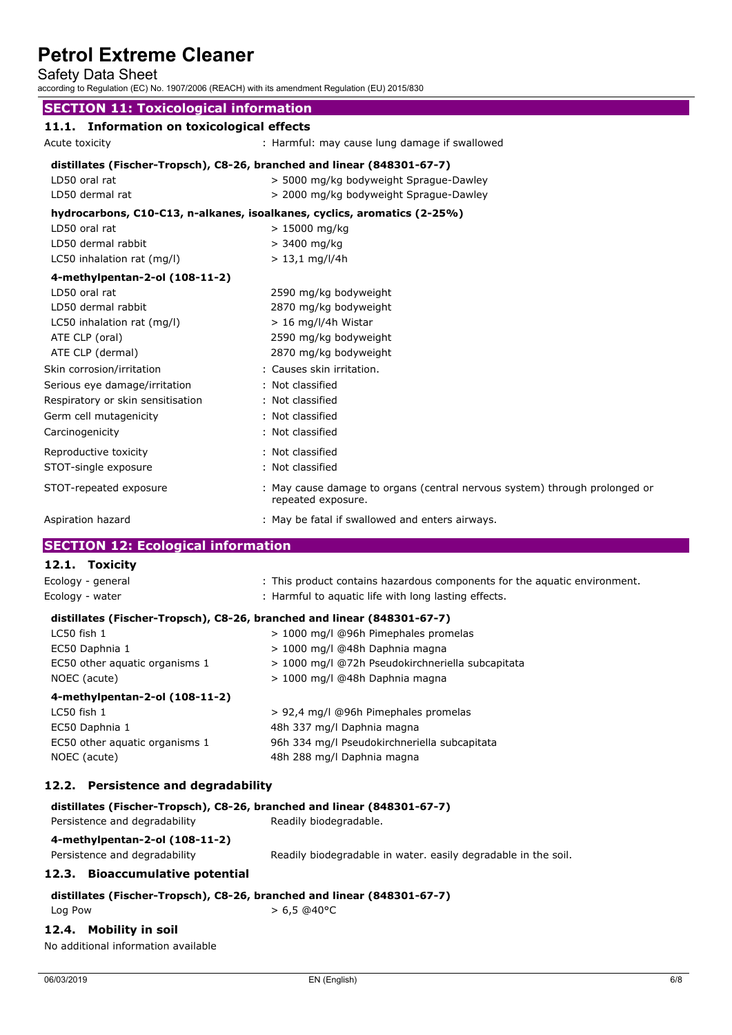## SECTION 11: Toxicological information

### 11.1. Information on toxicological effects

| | |
|---|---|
| Acute toxicity | : Harmful: may cause lung damage if swallowed |

**distillates (Fischer-Tropsch), C8-26, branched and linear (848301-67-7)**

| | |
|---|---|
| LD50 oral rat | > 5000 mg/kg bodyweight Sprague-Dawley |
| LD50 dermal rat | > 2000 mg/kg bodyweight Sprague-Dawley |

**hydrocarbons, C10-C13, n-alkanes, isoalkanes, cyclics, aromatics (2-25%)**

| | |
|---|---|
| LD50 oral rat | > 15000 mg/kg |
| LD50 dermal rabbit | > 3400 mg/kg |
| LC50 inhalation rat (mg/l) | > 13,1 mg/l/4h |

**4-methylpentan-2-ol (108-11-2)**

| | |
|---|---|
| LD50 oral rat | 2590 mg/kg bodyweight |
| LD50 dermal rabbit | 2870 mg/kg bodyweight |
| LC50 inhalation rat (mg/l) | > 16 mg/l/4h Wistar |
| ATE CLP (oral) | 2590 mg/kg bodyweight |
| ATE CLP (dermal) | 2870 mg/kg bodyweight |

| | |
|---|---|
| Skin corrosion/irritation | : Causes skin irritation. |
| Serious eye damage/irritation | : Not classified |
| Respiratory or skin sensitisation | : Not classified |
| Germ cell mutagenicity | : Not classified |
| Carcinogenicity | : Not classified |
| Reproductive toxicity | : Not classified |
| STOT-single exposure | : Not classified |
| STOT-repeated exposure | : May cause damage to organs (central nervous system) through prolonged or repeated exposure. |
| Aspiration hazard | : May be fatal if swallowed and enters airways. |

## SECTION 12: Ecological information

### 12.1. Toxicity

| | |
|---|---|
| Ecology - general | : This product contains hazardous components for the aquatic environment. |
| Ecology - water | : Harmful to aquatic life with long lasting effects. |

**distillates (Fischer-Tropsch), C8-26, branched and linear (848301-67-7)**

| | |
|---|---|
| LC50 fish 1 | > 1000 mg/l @96h Pimephales promelas |
| EC50 Daphnia 1 | > 1000 mg/l @48h Daphnia magna |
| EC50 other aquatic organisms 1 | > 1000 mg/l @72h Pseudokirchneriella subcapitata |
| NOEC (acute) | > 1000 mg/l @48h Daphnia magna |

**4-methylpentan-2-ol (108-11-2)**

| | |
|---|---|
| LC50 fish 1 | > 92,4 mg/l @96h Pimephales promelas |
| EC50 Daphnia 1 | 48h 337 mg/l Daphnia magna |
| EC50 other aquatic organisms 1 | 96h 334 mg/l Pseudokirchneriella subcapitata |
| NOEC (acute) | 48h 288 mg/l Daphnia magna |

### 12.2. Persistence and degradability

**distillates (Fischer-Tropsch), C8-26, branched and linear (848301-67-7)**

| | |
|---|---|
| Persistence and degradability | Readily biodegradable. |

**4-methylpentan-2-ol (108-11-2)**

| | |
|---|---|
| Persistence and degradability | Readily biodegradable in water. easily degradable in the soil. |

### 12.3. Bioaccumulative potential

**distillates (Fischer-Tropsch), C8-26, branched and linear (848301-67-7)**

| | |
|---|---|
| Log Pow | > 6,5 @40°C |

### 12.4. Mobility in soil

No additional information available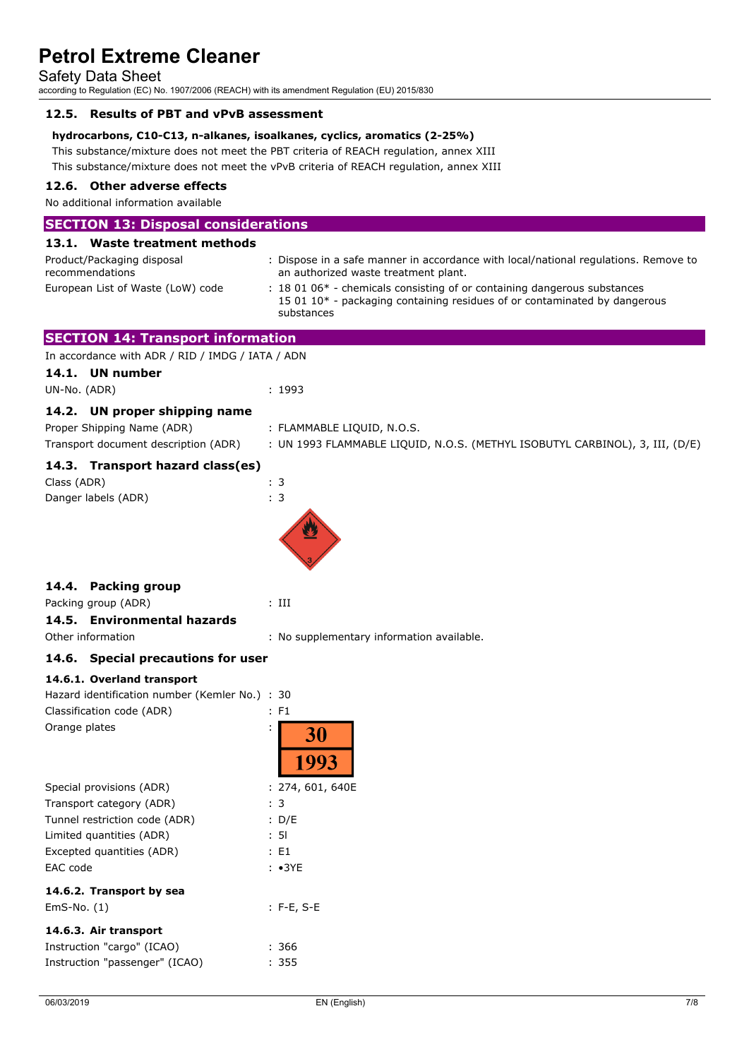### 12.5. Results of PBT and vPvB assessment

**hydrocarbons, C10-C13, n-alkanes, isoalkanes, cyclics, aromatics (2-25%)**

This substance/mixture does not meet the PBT criteria of REACH regulation, annex XIII

This substance/mixture does not meet the vPvB criteria of REACH regulation, annex XIII

### 12.6. Other adverse effects

No additional information available

## SECTION 13: Disposal considerations

### 13.1. Waste treatment methods

| | |
|---|---|
| Product/Packaging disposal recommendations | : Dispose in a safe manner in accordance with local/national regulations. Remove to an authorized waste treatment plant. |
| European List of Waste (LoW) code | : 18 01 06* - chemicals consisting of or containing dangerous substances<br>15 01 10* - packaging containing residues of or contaminated by dangerous substances |

## SECTION 14: Transport information

In accordance with ADR / RID / IMDG / IATA / ADN

### 14.1. UN number

| | |
|---|---|
| UN-No. (ADR) | : 1993 |

### 14.2. UN proper shipping name

| | |
|---|---|
| Proper Shipping Name (ADR) | : FLAMMABLE LIQUID, N.O.S. |
| Transport document description (ADR) | : UN 1993 FLAMMABLE LIQUID, N.O.S. (METHYL ISOBUTYL CARBINOL), 3, III, (D/E) |

### 14.3. Transport hazard class(es)

| | |
|---|---|
| Class (ADR) | : 3 |
| Danger labels (ADR) | : 3 |

### 14.4. Packing group

| | |
|---|---|
| Packing group (ADR) | : III |

### 14.5. Environmental hazards

| | |
|---|---|
| Other information | : No supplementary information available. |

### 14.6. Special precautions for user

#### 14.6.1. Overland transport

| | |
|---|---|
| Hazard identification number (Kemler No.) | : 30 |
| Classification code (ADR) | : F1 |
| Orange plates | : 30 / 1993 |
| Special provisions (ADR) | : 274, 601, 640E |
| Transport category (ADR) | : 3 |
| Tunnel restriction code (ADR) | : D/E |
| Limited quantities (ADR) | : 5l |
| Excepted quantities (ADR) | : E1 |
| EAC code | : •3YE |

#### 14.6.2. Transport by sea

| | |
|---|---|
| EmS-No. (1) | : F-E, S-E |

#### 14.6.3. Air transport

| | |
|---|---|
| Instruction "cargo" (ICAO) | : 366 |
| Instruction "passenger" (ICAO) | : 355 |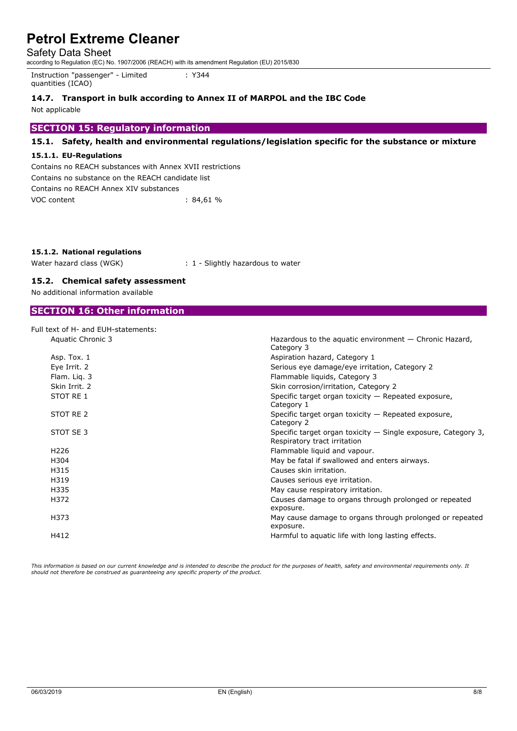| | |
|---|---|
| Instruction "passenger" - Limited quantities (ICAO) | : Y344 |

### 14.7. Transport in bulk according to Annex II of MARPOL and the IBC Code

Not applicable

## SECTION 15: Regulatory information

### 15.1. Safety, health and environmental regulations/legislation specific for the substance or mixture

#### 15.1.1. EU-Regulations

Contains no REACH substances with Annex XVII restrictions

Contains no substance on the REACH candidate list

Contains no REACH Annex XIV substances

| | |
|---|---|
| VOC content | : 84,61 % |

#### 15.1.2. National regulations

| | |
|---|---|
| Water hazard class (WGK) | : 1 - Slightly hazardous to water |

### 15.2. Chemical safety assessment

No additional information available

## SECTION 16: Other information

Full text of H- and EUH-statements:

| | |
|---|---|
| Aquatic Chronic 3 | Hazardous to the aquatic environment — Chronic Hazard, Category 3 |
| Asp. Tox. 1 | Aspiration hazard, Category 1 |
| Eye Irrit. 2 | Serious eye damage/eye irritation, Category 2 |
| Flam. Liq. 3 | Flammable liquids, Category 3 |
| Skin Irrit. 2 | Skin corrosion/irritation, Category 2 |
| STOT RE 1 | Specific target organ toxicity — Repeated exposure, Category 1 |
| STOT RE 2 | Specific target organ toxicity — Repeated exposure, Category 2 |
| STOT SE 3 | Specific target organ toxicity — Single exposure, Category 3, Respiratory tract irritation |
| H226 | Flammable liquid and vapour. |
| H304 | May be fatal if swallowed and enters airways. |
| H315 | Causes skin irritation. |
| H319 | Causes serious eye irritation. |
| H335 | May cause respiratory irritation. |
| H372 | Causes damage to organs through prolonged or repeated exposure. |
| H373 | May cause damage to organs through prolonged or repeated exposure. |
| H412 | Harmful to aquatic life with long lasting effects. |

*This information is based on our current knowledge and is intended to describe the product for the purposes of health, safety and environmental requirements only. It should not therefore be construed as guaranteeing any specific property of the product.*